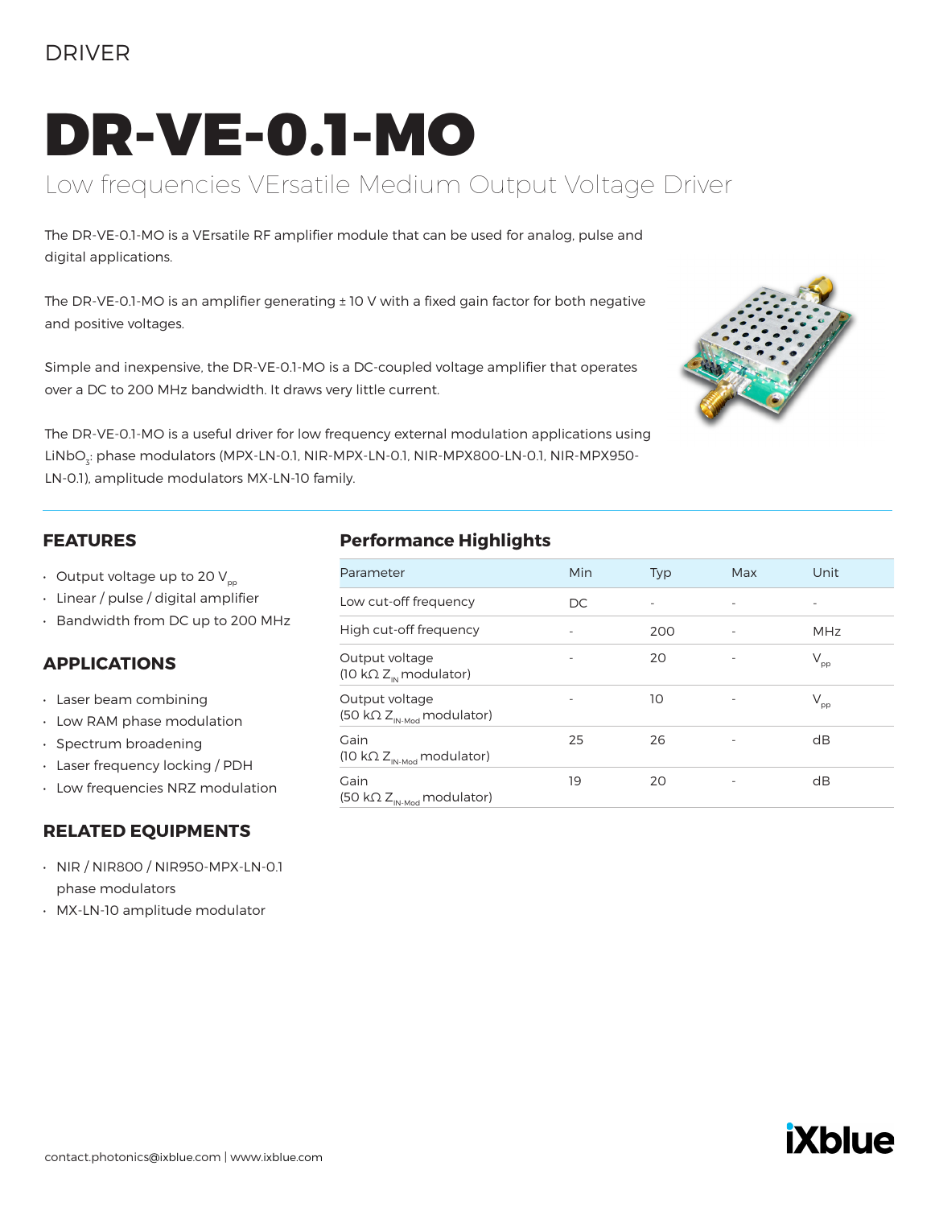DRIVER

# DR-VE-0.1-MO

## Low frequencies VErsatile Medium Output Voltage Driver

The DR-VE-0.1-MO is a VErsatile RF amplifier module that can be used for analog, pulse and digital applications.

The DR-VE-0.1-MO is an amplifier generating ± 10 V with a fixed gain factor for both negative and positive voltages.

Simple and inexpensive, the DR-VE-0.1-MO is a DC-coupled voltage amplifier that operates over a DC to 200 MHz bandwidth. It draws very little current.

The DR-VE-0.1-MO is a useful driver for low frequency external modulation applications using $LiNbO_3$: phase modulators (MPX-LN-0.1, NIR-MPX-LN-0.1, NIR-MPX800-LN-0.1, NIR-MPX950-LN-0.1), amplitude modulators MX-LN-10 family.

### FEATURES

- Output voltage up to 20 $V_{pp}$
- Linear / pulse / digital amplifier
- Bandwidth from DC up to 200 MHz

### APPLICATIONS

- Laser beam combining
- Low RAM phase modulation
- Spectrum broadening
- Laser frequency locking / PDH
- Low frequencies NRZ modulation

### RELATED EQUIPMENTS

- NIR / NIR800 / NIR950-MPX-LN-0.1 phase modulators
- MX-LN-10 amplitude modulator

### Performance Highlights

| Parameter | Min | Typ | Max | Unit |
|---|---|---|---|---|
| Low cut-off frequency | DC | - | - | - |
| High cut-off frequency | - | 200 | - | MHz |
| Output voltage (10 kΩ $Z_{IN}$ modulator) | - | 20 | - | $V_{pp}$ |
| Output voltage (50 kΩ $Z_{IN\text{-}Mod}$ modulator) | - | 10 | - | $V_{pp}$ |
| Gain (10 kΩ $Z_{IN\text{-}Mod}$ modulator) | 25 | 26 | - | dB |
| Gain (50 kΩ $Z_{IN\text{-}Mod}$ modulator) | 19 | 20 | - | dB |

contact.photonics@ixblue.com | www.ixblue.com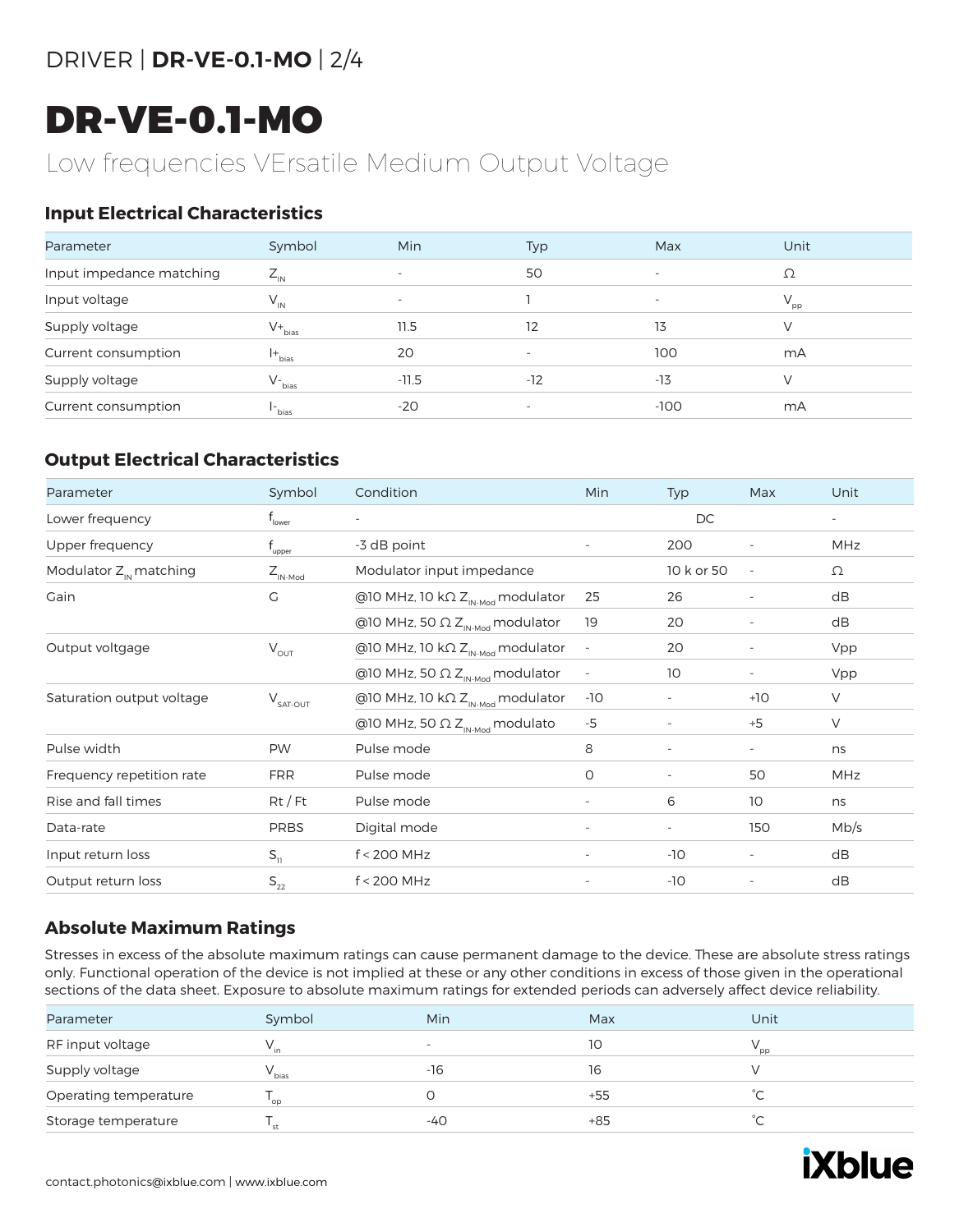# DR-VE-0.1-MO

Low frequencies VErsatile Medium Output Voltage

## Input Electrical Characteristics

| Parameter | Symbol | Min | Typ | Max | Unit |
|---|---|---|---|---|---|
| Input impedance matching | $Z_{IN}$ | - | 50 | - | Ω |
| Input voltage | $V_{IN}$ | - | 1 | - | $V_{pp}$ |
| Supply voltage | $V+_{bias}$ | 11.5 | 12 | 13 | V |
| Current consumption | $I+_{bias}$ | 20 | - | 100 | mA |
| Supply voltage | $V-_{bias}$ | -11.5 | -12 | -13 | V |
| Current consumption | $I-_{bias}$ | -20 | - | -100 | mA |

## Output Electrical Characteristics

| Parameter | Symbol | Condition | Min | Typ | Max | Unit |
|---|---|---|---|---|---|---|
| Lower frequency | $f_{lower}$ | - | | DC | | - |
| Upper frequency | $f_{upper}$ | -3 dB point | - | 200 | - | MHz |
| Modulator $Z_{IN}$ matching | $Z_{IN\text{-}Mod}$ | Modulator input impedance | | 10 k or 50 | - | Ω |
| Gain | G | @10 MHz, 10 kΩ $Z_{IN\text{-}Mod}$ modulator | 25 | 26 | - | dB |
| | | @10 MHz, 50 Ω $Z_{IN\text{-}Mod}$ modulator | 19 | 20 | - | dB |
| Output voltgage | $V_{OUT}$ | @10 MHz, 10 kΩ $Z_{IN\text{-}Mod}$ modulator | - | 20 | - | Vpp |
| | | @10 MHz, 50 Ω $Z_{IN\text{-}Mod}$ modulator | - | 10 | - | Vpp |
| Saturation output voltage | $V_{SAT\text{-}OUT}$ | @10 MHz, 10 kΩ $Z_{IN\text{-}Mod}$ modulator | -10 | - | +10 | V |
| | | @10 MHz, 50 Ω $Z_{IN\text{-}Mod}$ modulato | -5 | - | +5 | V |
| Pulse width | PW | Pulse mode | 8 | - | - | ns |
| Frequency repetition rate | FRR | Pulse mode | 0 | - | 50 | MHz |
| Rise and fall times | Rt / Ft | Pulse mode | - | 6 | 10 | ns |
| Data-rate | PRBS | Digital mode | - | - | 150 | Mb/s |
| Input return loss | $S_{11}$ | f < 200 MHz | - | -10 | - | dB |
| Output return loss | $S_{22}$ | f < 200 MHz | - | -10 | - | dB |

## Absolute Maximum Ratings

Stresses in excess of the absolute maximum ratings can cause permanent damage to the device. These are absolute stress ratings only. Functional operation of the device is not implied at these or any other conditions in excess of those given in the operational sections of the data sheet. Exposure to absolute maximum ratings for extended periods can adversely affect device reliability.

| Parameter | Symbol | Min | Max | Unit |
|---|---|---|---|---|
| RF input voltage | $V_{in}$ | - | 10 | $V_{pp}$ |
| Supply voltage | $V_{bias}$ | -16 | 16 | V |
| Operating temperature | $T_{op}$ | 0 | +55 | °C |
| Storage temperature | $T_{st}$ | -40 | +85 | °C |

contact.photonics@ixblue.com | www.ixblue.com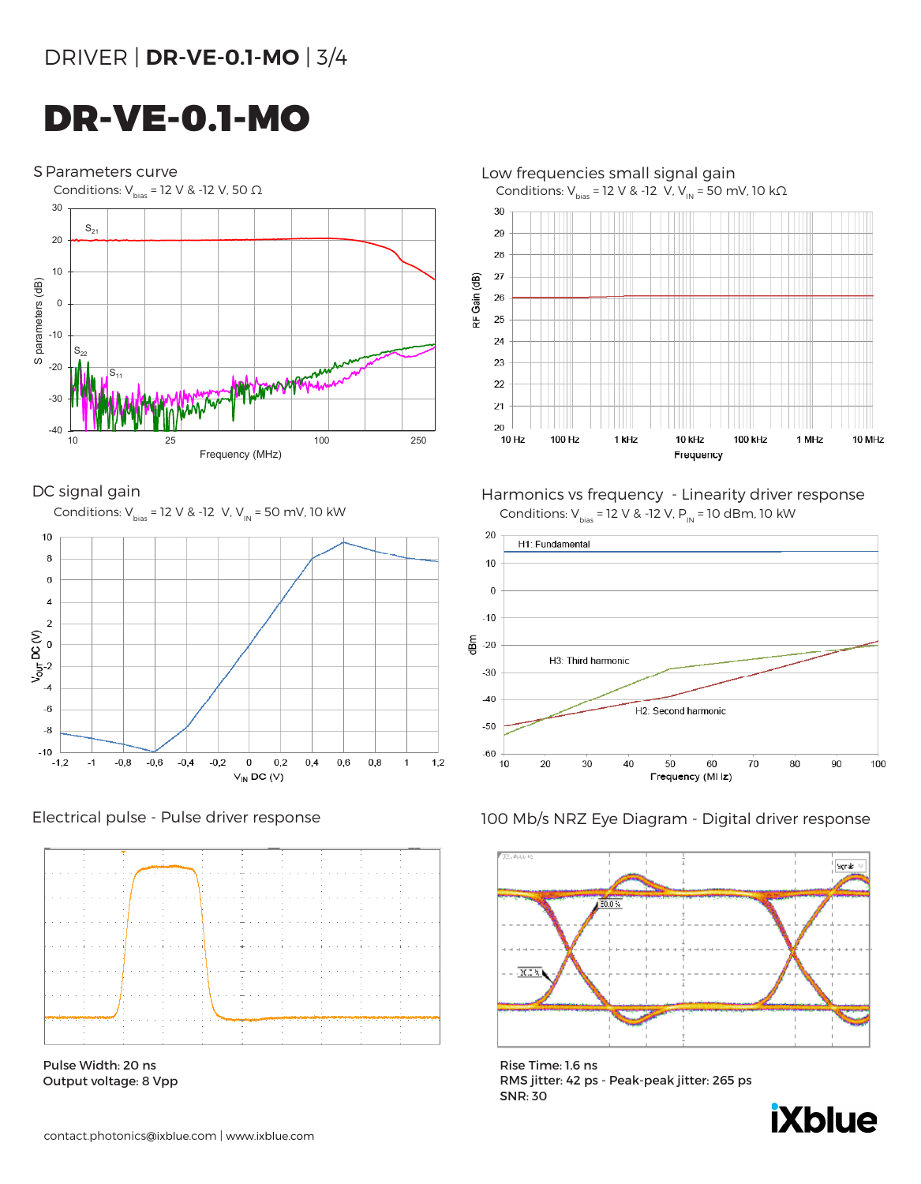# DR-VE-0.1-MO

## S Parameters curve

Conditions: $V_{bias}$ = 12 V & -12 V, 50 Ω

## Low frequencies small signal gain

Conditions: $V_{bias}$ = 12 V & -12 V, $V_{IN}$ = 50 mV, 10 kΩ

## DC signal gain

Conditions: $V_{bias}$ = 12 V & -12 V, $V_{IN}$ = 50 mV, 10 kW

## Harmonics vs frequency - Linearity driver response

Conditions: $V_{bias}$ = 12 V & -12 V, $P_{IN}$ = 10 dBm, 10 kW

## Electrical pulse - Pulse driver response

**Pulse Width: 20 ns**
**Output voltage: 8 Vpp**

## 100 Mb/s NRZ Eye Diagram - Digital driver response

**Rise Time: 1.6 ns**
**RMS jitter: 42 ps - Peak-peak jitter: 265 ps**
**SNR: 30**

contact.photonics@ixblue.com | www.ixblue.com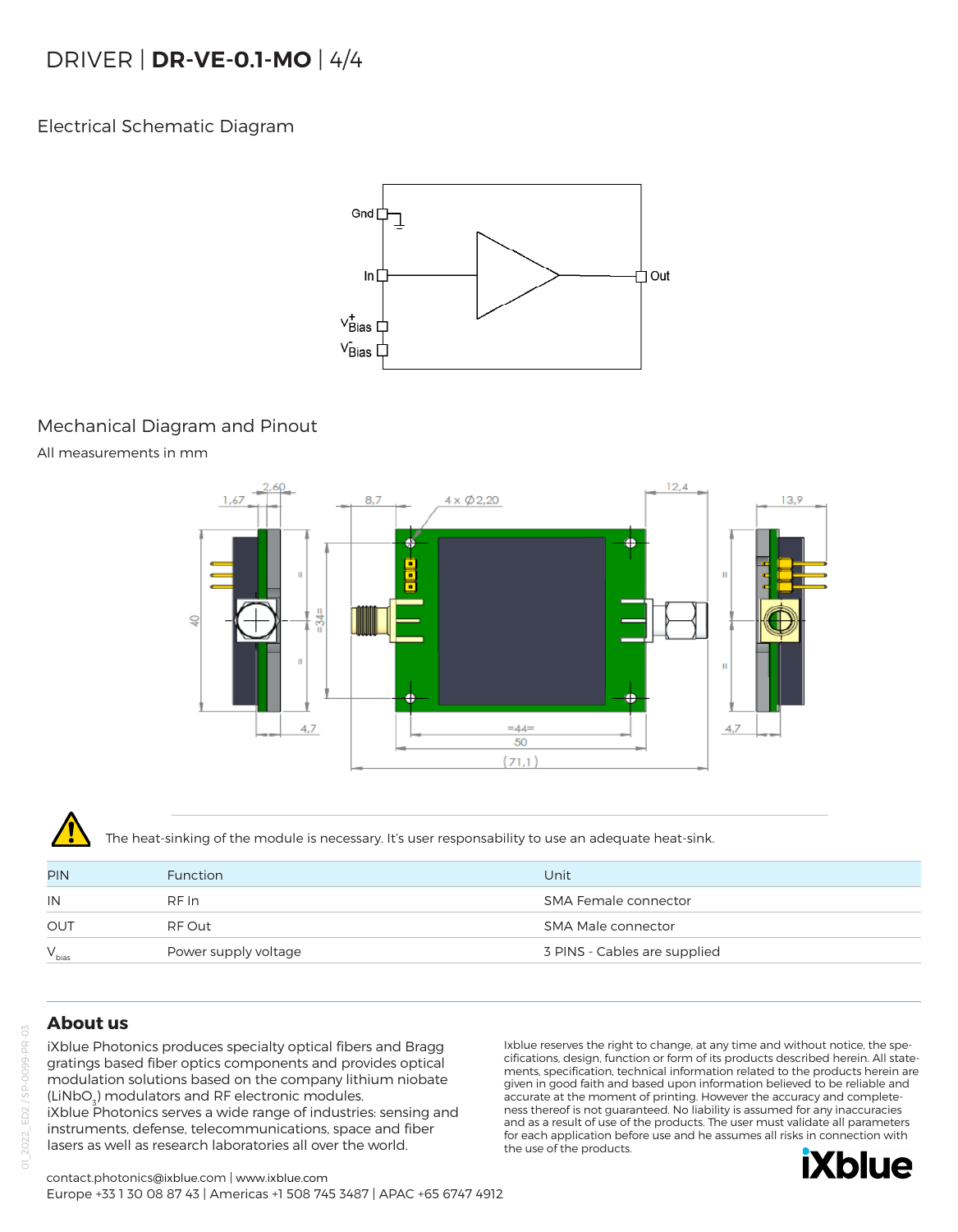# DRIVER | **DR-VE-0.1-MO** | 4/4

## Electrical Schematic Diagram

Gnd

In

Out

$V^{+}_{Bias}$

$V^{-}_{Bias}$

## Mechanical Diagram and Pinout

All measurements in mm

1,67
2,60
8,7
4 x Ø2,20
12,4
13,9
40
=34=
4,7
=44=
50
(71,1)
4,7

The heat-sinking of the module is necessary. It's user responsability to use an adequate heat-sink.

| PIN | Function | Unit |
|---|---|---|
| IN | RF In | SMA Female connector |
| OUT | RF Out | SMA Male connector |
| $V_{bias}$ | Power supply voltage | 3 PINS - Cables are supplied |

## About us

iXblue Photonics produces specialty optical fibers and Bragg gratings based fiber optics components and provides optical modulation solutions based on the company lithium niobate ($LiNbO_3$) modulators and RF electronic modules.
iXblue Photonics serves a wide range of industries: sensing and instruments, defense, telecommunications, space and fiber lasers as well as research laboratories all over the world.

Ixblue reserves the right to change, at any time and without notice, the specifications, design, function or form of its products described herein. All statements, specification, technical information related to the products herein are given in good faith and based upon information believed to be reliable and accurate at the moment of printing. However the accuracy and completeness thereof is not guaranteed. No liability is assumed for any inaccuracies and as a result of use of the products. The user must validate all parameters for each application before use and he assumes all risks in connection with the use of the products.

contact.photonics@ixblue.com | www.ixblue.com
Europe +33 1 30 08 87 43 | Americas +1 508 745 3487 | APAC +65 6747 4912

01_2022_ED2 / SP-0099-PR-03